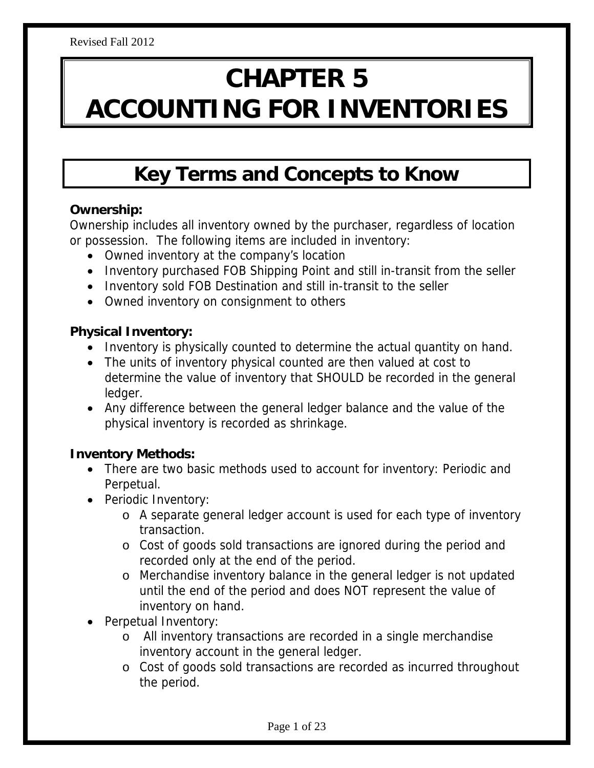Revised Fall 2012

# CHAPTER 5
# ACCOUNTING FOR INVENTORIES

## Key Terms and Concepts to Know

**Ownership:**

Ownership includes all inventory owned by the purchaser, regardless of location or possession. The following items are included in inventory:

- Owned inventory at the company's location
- Inventory purchased FOB Shipping Point and still in-transit from the seller
- Inventory sold FOB Destination and still in-transit to the seller
- Owned inventory on consignment to others

**Physical Inventory:**

- Inventory is physically counted to determine the actual quantity on hand.
- The units of inventory physical counted are then valued at cost to determine the value of inventory that SHOULD be recorded in the general ledger.
- Any difference between the general ledger balance and the value of the physical inventory is recorded as shrinkage.

**Inventory Methods:**

- There are two basic methods used to account for inventory: Periodic and Perpetual.
- Periodic Inventory:
    - A separate general ledger account is used for each type of inventory transaction.
    - Cost of goods sold transactions are ignored during the period and recorded only at the end of the period.
    - Merchandise inventory balance in the general ledger is not updated until the end of the period and does NOT represent the value of inventory on hand.
- Perpetual Inventory:
    - All inventory transactions are recorded in a single merchandise inventory account in the general ledger.
    - Cost of goods sold transactions are recorded as incurred throughout the period.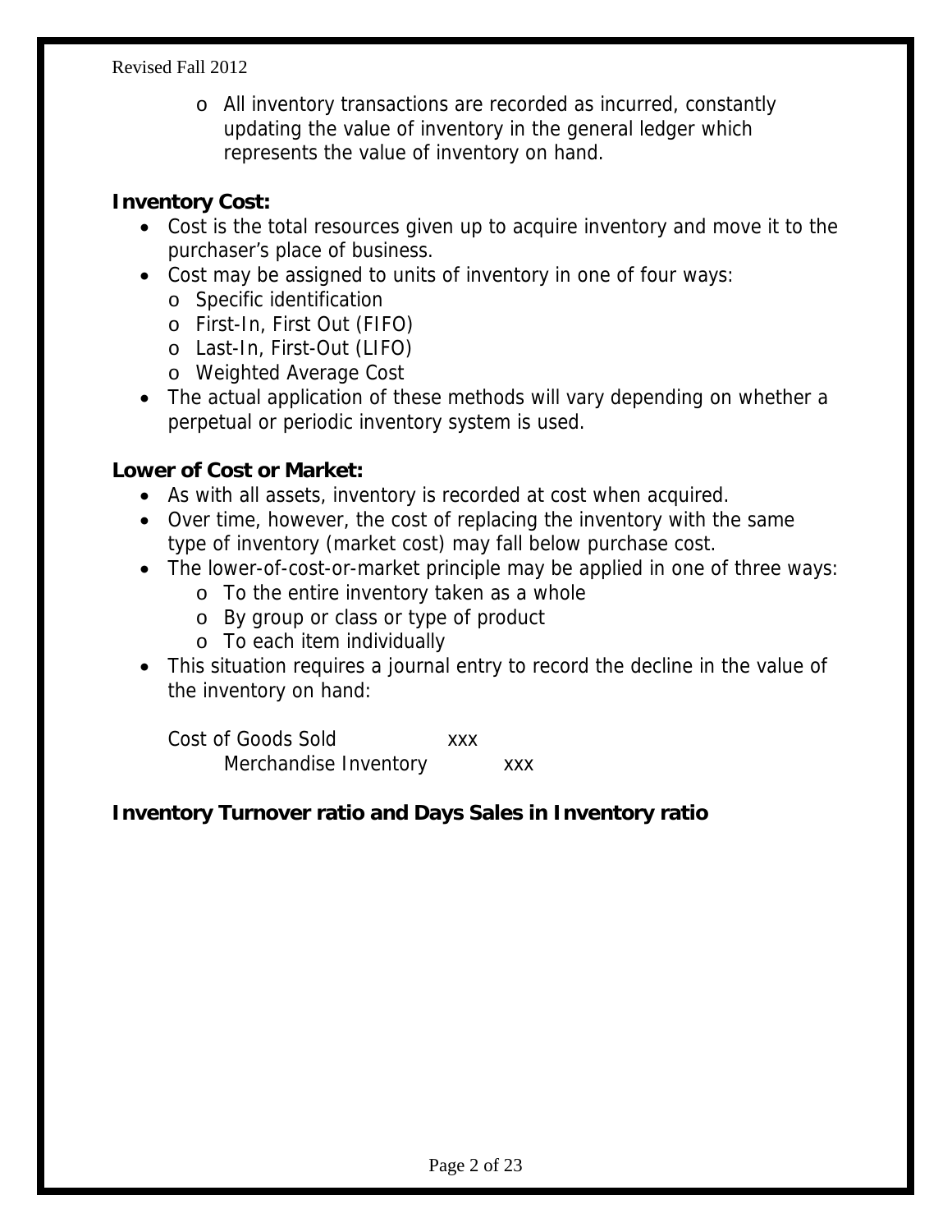- All inventory transactions are recorded as incurred, constantly updating the value of inventory in the general ledger which represents the value of inventory on hand.

**Inventory Cost:**

- Cost is the total resources given up to acquire inventory and move it to the purchaser's place of business.
- Cost may be assigned to units of inventory in one of four ways:
  - Specific identification
  - First-In, First Out (FIFO)
  - Last-In, First-Out (LIFO)
  - Weighted Average Cost
- The actual application of these methods will vary depending on whether a perpetual or periodic inventory system is used.

**Lower of Cost or Market:**

- As with all assets, inventory is recorded at cost when acquired.
- Over time, however, the cost of replacing the inventory with the same type of inventory (market cost) may fall below purchase cost.
- The lower-of-cost-or-market principle may be applied in one of three ways:
  - To the entire inventory taken as a whole
  - By group or class or type of product
  - To each item individually
- This situation requires a journal entry to record the decline in the value of the inventory on hand:

| | | |
|---|---|---|
| Cost of Goods Sold | xxx | |
| Merchandise Inventory | | xxx |

**Inventory Turnover ratio and Days Sales in Inventory ratio**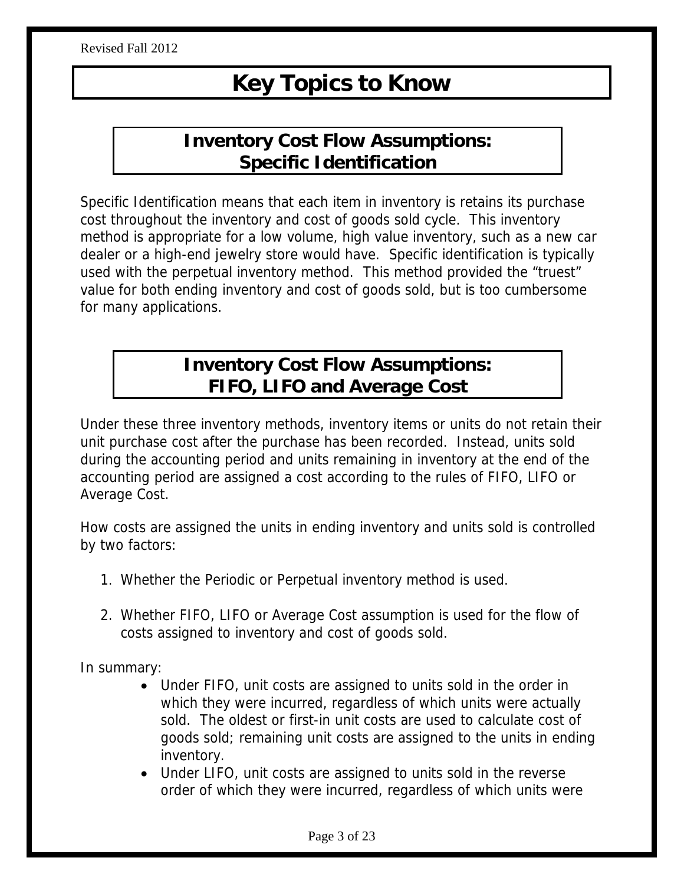# Key Topics to Know

## Inventory Cost Flow Assumptions: Specific Identification

Specific Identification means that each item in inventory is retains its purchase cost throughout the inventory and cost of goods sold cycle. This inventory method is appropriate for a low volume, high value inventory, such as a new car dealer or a high-end jewelry store would have. Specific identification is typically used with the perpetual inventory method. This method provided the "truest" value for both ending inventory and cost of goods sold, but is too cumbersome for many applications.

## Inventory Cost Flow Assumptions: FIFO, LIFO and Average Cost

Under these three inventory methods, inventory items or units do not retain their unit purchase cost after the purchase has been recorded. Instead, units sold during the accounting period and units remaining in inventory at the end of the accounting period are assigned a cost according to the rules of FIFO, LIFO or Average Cost.

How costs are assigned the units in ending inventory and units sold is controlled by two factors:

1. Whether the Periodic or Perpetual inventory method is used.
2. Whether FIFO, LIFO or Average Cost assumption is used for the flow of costs assigned to inventory and cost of goods sold.

In summary:

- Under FIFO, unit costs are assigned to units sold in the order in which they were incurred, regardless of which units were actually sold. The oldest or first-in unit costs are used to calculate cost of goods sold; remaining unit costs are assigned to the units in ending inventory.
- Under LIFO, unit costs are assigned to units sold in the reverse order of which they were incurred, regardless of which units were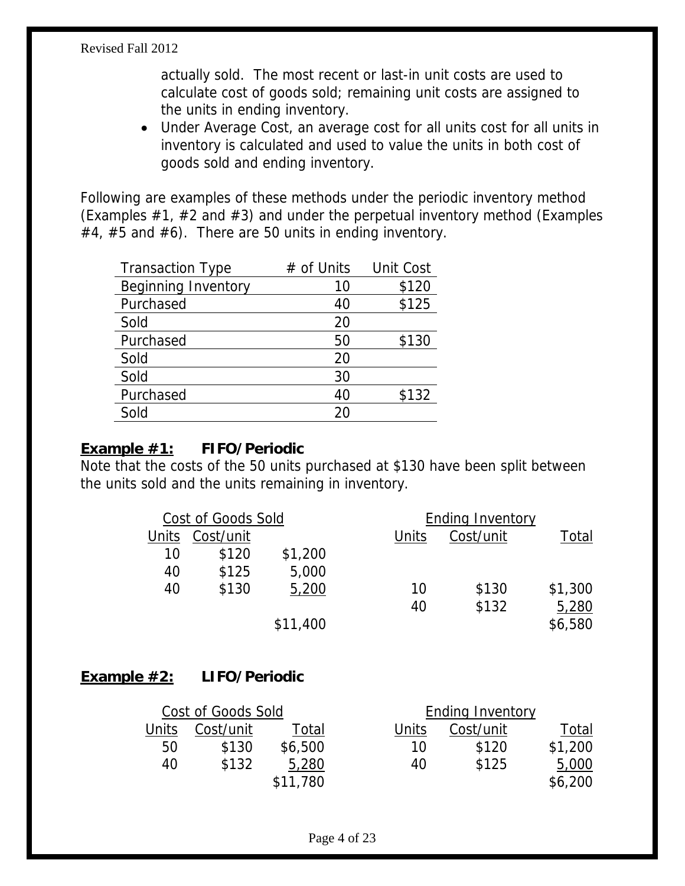actually sold. The most recent or last-in unit costs are used to calculate cost of goods sold; remaining unit costs are assigned to the units in ending inventory.

- Under Average Cost, an average cost for all units cost for all units in inventory is calculated and used to value the units in both cost of goods sold and ending inventory.

Following are examples of these methods under the periodic inventory method (Examples #1, #2 and #3) and under the perpetual inventory method (Examples #4, #5 and #6). There are 50 units in ending inventory.

| Transaction Type | # of Units | Unit Cost |
|---|---|---|
| Beginning Inventory | 10 | $120 |
| Purchased | 40 | $125 |
| Sold | 20 | |
| Purchased | 50 | $130 |
| Sold | 20 | |
| Sold | 30 | |
| Purchased | 40 | $132 |
| Sold | 20 | |

### Example #1: FIFO/Periodic

Note that the costs of the 50 units purchased at $130 have been split between the units sold and the units remaining in inventory.

| Cost of Goods Sold | | | Ending Inventory | | |
|---|---|---|---|---|---|
| Units | Cost/unit | | Units | Cost/unit | Total |
| 10 | $120 | $1,200 | | | |
| 40 | $125 | 5,000 | | | |
| 40 | $130 | 5,200 | 10 | $130 | $1,300 |
| | | | 40 | $132 | 5,280 |
| | | $11,400 | | | $6,580 |

### Example #2: LIFO/Periodic

| Cost of Goods Sold | | | Ending Inventory | | |
|---|---|---|---|---|---|
| Units | Cost/unit | Total | Units | Cost/unit | Total |
| 50 | $130 | $6,500 | 10 | $120 | $1,200 |
| 40 | $132 | 5,280 | 40 | $125 | 5,000 |
| | | $11,780 | | | $6,200 |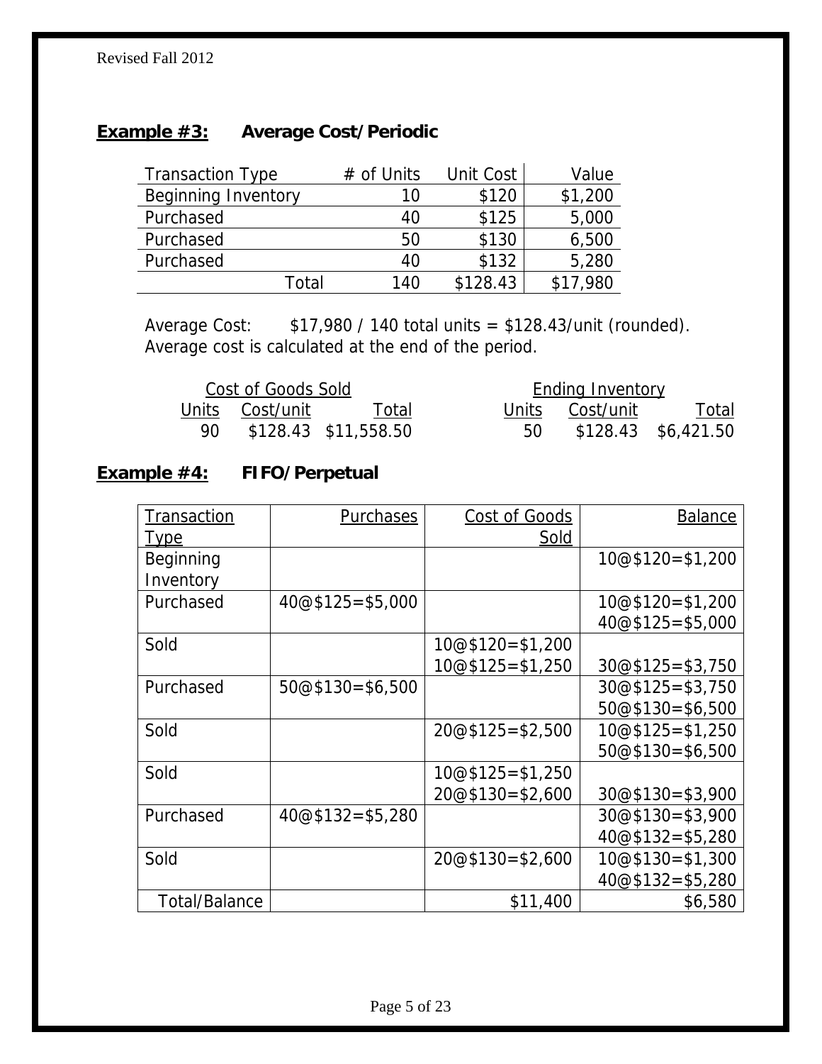## **Example #3:** Average Cost/Periodic

| Transaction Type | # of Units | Unit Cost | Value |
|---|---|---|---|
| Beginning Inventory | 10 | $120 | $1,200 |
| Purchased | 40 | $125 | 5,000 |
| Purchased | 50 | $130 | 6,500 |
| Purchased | 40 | $132 | 5,280 |
| Total | 140 | $128.43 | $17,980 |

Average Cost: $17,980 / 140 total units = $128.43/unit (rounded).
Average cost is calculated at the end of the period.

| Cost of Goods Sold | | | | Ending Inventory | | |
|---|---|---|---|---|---|---|
| Units | Cost/unit | Total | | Units | Cost/unit | Total |
| 90 | $128.43 | $11,558.50 | | 50 | $128.43 | $6,421.50 |

## **Example #4:** FIFO/Perpetual

| Transaction Type | Purchases | Cost of Goods Sold | Balance |
|---|---|---|---|
| Beginning Inventory | | | 10@$120=$1,200 |
| Purchased | 40@$125=$5,000 | | 10@$120=$1,200<br>40@$125=$5,000 |
| Sold | | 10@$120=$1,200<br>10@$125=$1,250 | 30@$125=$3,750 |
| Purchased | 50@$130=$6,500 | | 30@$125=$3,750<br>50@$130=$6,500 |
| Sold | | 20@$125=$2,500 | 10@$125=$1,250<br>50@$130=$6,500 |
| Sold | | 10@$125=$1,250<br>20@$130=$2,600 | 30@$130=$3,900 |
| Purchased | 40@$132=$5,280 | | 30@$130=$3,900<br>40@$132=$5,280 |
| Sold | | 20@$130=$2,600 | 10@$130=$1,300<br>40@$132=$5,280 |
| Total/Balance | | $11,400 | $6,580 |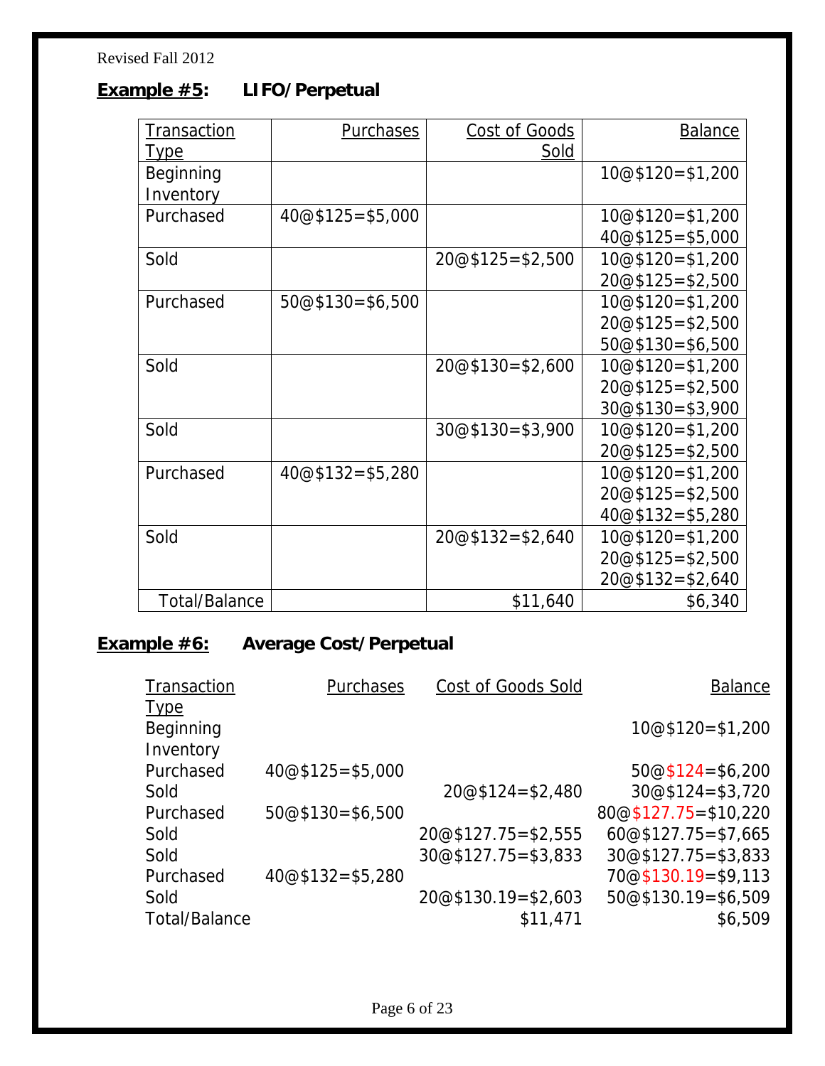Revised Fall 2012

## Example #5: LIFO/Perpetual

| Transaction Type | Purchases | Cost of Goods Sold | Balance |
|---|---|---|---|
| Beginning Inventory | | | 10@$120=$1,200 |
| Purchased | 40@$125=$5,000 | | 10@$120=$1,200<br>40@$125=$5,000 |
| Sold | | 20@$125=$2,500 | 10@$120=$1,200<br>20@$125=$2,500 |
| Purchased | 50@$130=$6,500 | | 10@$120=$1,200<br>20@$125=$2,500<br>50@$130=$6,500 |
| Sold | | 20@$130=$2,600 | 10@$120=$1,200<br>20@$125=$2,500<br>30@$130=$3,900 |
| Sold | | 30@$130=$3,900 | 10@$120=$1,200<br>20@$125=$2,500 |
| Purchased | 40@$132=$5,280 | | 10@$120=$1,200<br>20@$125=$2,500<br>40@$132=$5,280 |
| Sold | | 20@$132=$2,640 | 10@$120=$1,200<br>20@$125=$2,500<br>20@$132=$2,640 |
| Total/Balance | | $11,640 | $6,340 |

## Example #6: Average Cost/Perpetual

| Transaction Type | Purchases | Cost of Goods Sold | Balance |
|---|---|---|---|
| Beginning Inventory | | | 10@$120=$1,200 |
| Purchased | 40@$125=$5,000 | | 50@$124=$6,200 |
| Sold | | 20@$124=$2,480 | 30@$124=$3,720 |
| Purchased | 50@$130=$6,500 | | 80@$127.75=$10,220 |
| Sold | | 20@$127.75=$2,555 | 60@$127.75=$7,665 |
| Sold | | 30@$127.75=$3,833 | 30@$127.75=$3,833 |
| Purchased | 40@$132=$5,280 | | 70@$130.19=$9,113 |
| Sold | | 20@$130.19=$2,603 | 50@$130.19=$6,509 |
| Total/Balance | | $11,471 | $6,509 |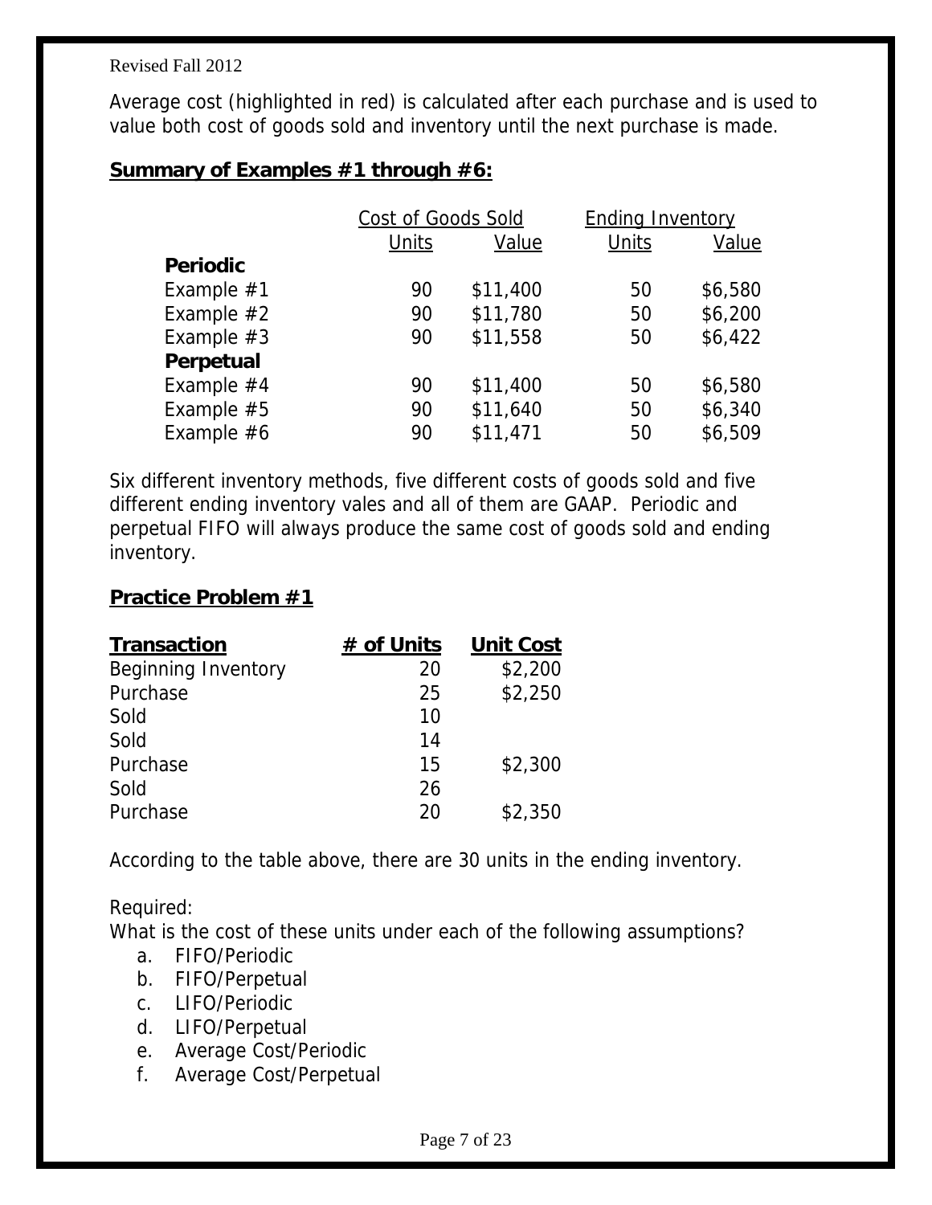Revised Fall 2012

Average cost (highlighted in red) is calculated after each purchase and is used to value both cost of goods sold and inventory until the next purchase is made.

## Summary of Examples #1 through #6:

| | Cost of Goods Sold | | Ending Inventory | |
|---|---|---|---|---|
| | Units | Value | Units | Value |
| **Periodic** | | | | |
| Example #1 | 90 | $11,400 | 50 | $6,580 |
| Example #2 | 90 | $11,780 | 50 | $6,200 |
| Example #3 | 90 | $11,558 | 50 | $6,422 |
| **Perpetual** | | | | |
| Example #4 | 90 | $11,400 | 50 | $6,580 |
| Example #5 | 90 | $11,640 | 50 | $6,340 |
| Example #6 | 90 | $11,471 | 50 | $6,509 |

Six different inventory methods, five different costs of goods sold and five different ending inventory vales and all of them are GAAP. Periodic and perpetual FIFO will always produce the same cost of goods sold and ending inventory.

## Practice Problem #1

| Transaction | # of Units | Unit Cost |
|---|---|---|
| Beginning Inventory | 20 | $2,200 |
| Purchase | 25 | $2,250 |
| Sold | 10 | |
| Sold | 14 | |
| Purchase | 15 | $2,300 |
| Sold | 26 | |
| Purchase | 20 | $2,350 |

According to the table above, there are 30 units in the ending inventory.

Required:
What is the cost of these units under each of the following assumptions?

a. FIFO/Periodic
b. FIFO/Perpetual
c. LIFO/Periodic
d. LIFO/Perpetual
e. Average Cost/Periodic
f. Average Cost/Perpetual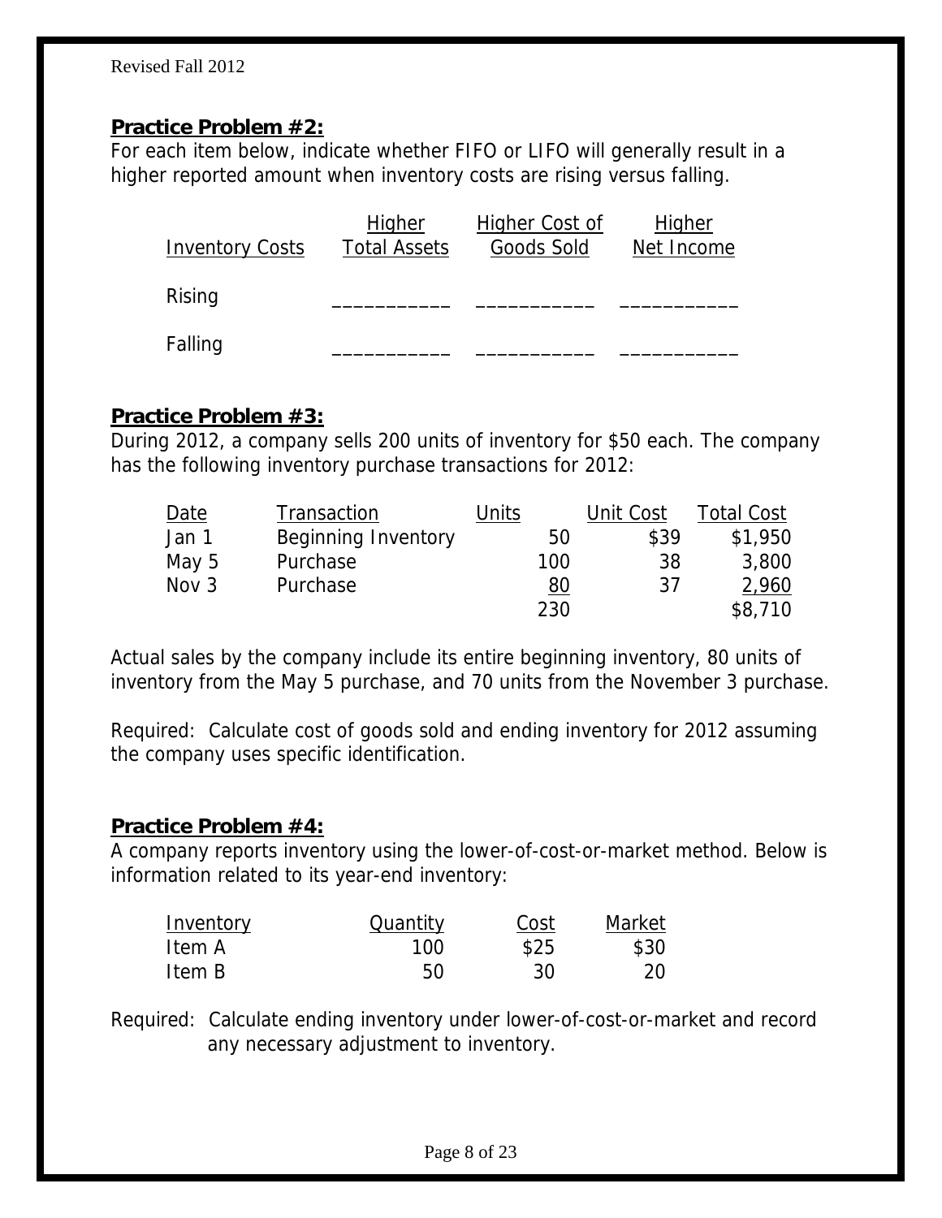**Practice Problem #2:**

For each item below, indicate whether FIFO or LIFO will generally result in a higher reported amount when inventory costs are rising versus falling.

| Inventory Costs | Higher Total Assets | Higher Cost of Goods Sold | Higher Net Income |
|---|---|---|---|
| Rising | ___________ | ___________ | ___________ |
| Falling | ___________ | ___________ | ___________ |

**Practice Problem #3:**

During 2012, a company sells 200 units of inventory for $50 each. The company has the following inventory purchase transactions for 2012:

| Date | Transaction | Units | Unit Cost | Total Cost |
|---|---|---|---|---|
| Jan 1 | Beginning Inventory | 50 | $39 | $1,950 |
| May 5 | Purchase | 100 | 38 | 3,800 |
| Nov 3 | Purchase | 80 | 37 | 2,960 |
| | | 230 | | $8,710 |

Actual sales by the company include its entire beginning inventory, 80 units of inventory from the May 5 purchase, and 70 units from the November 3 purchase.

Required: Calculate cost of goods sold and ending inventory for 2012 assuming the company uses specific identification.

**Practice Problem #4:**

A company reports inventory using the lower-of-cost-or-market method. Below is information related to its year-end inventory:

| Inventory | Quantity | Cost | Market |
|---|---|---|---|
| Item A | 100 | $25 | $30 |
| Item B | 50 | 30 | 20 |

Required: Calculate ending inventory under lower-of-cost-or-market and record any necessary adjustment to inventory.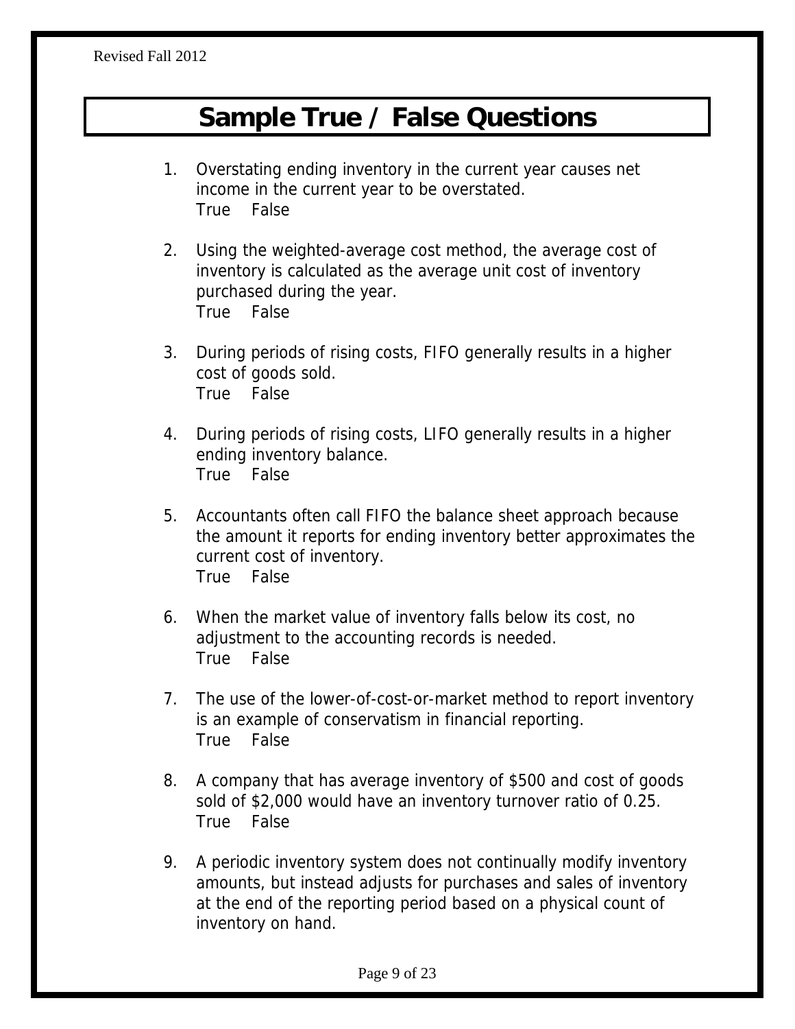# Sample True / False Questions

1. Overstating ending inventory in the current year causes net income in the current year to be overstated.
   True False

2. Using the weighted-average cost method, the average cost of inventory is calculated as the average unit cost of inventory purchased during the year.
   True False

3. During periods of rising costs, FIFO generally results in a higher cost of goods sold.
   True False

4. During periods of rising costs, LIFO generally results in a higher ending inventory balance.
   True False

5. Accountants often call FIFO the balance sheet approach because the amount it reports for ending inventory better approximates the current cost of inventory.
   True False

6. When the market value of inventory falls below its cost, no adjustment to the accounting records is needed.
   True False

7. The use of the lower-of-cost-or-market method to report inventory is an example of conservatism in financial reporting.
   True False

8. A company that has average inventory of $500 and cost of goods sold of $2,000 would have an inventory turnover ratio of 0.25.
   True False

9. A periodic inventory system does not continually modify inventory amounts, but instead adjusts for purchases and sales of inventory at the end of the reporting period based on a physical count of inventory on hand.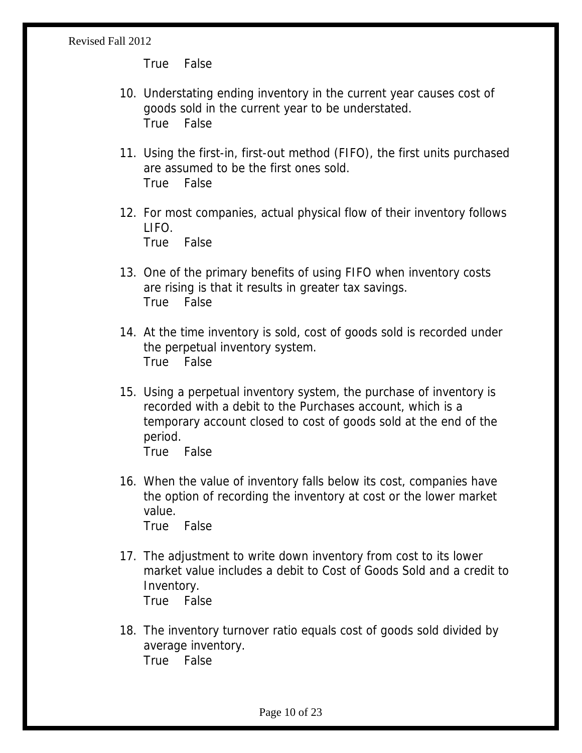True False

10. Understating ending inventory in the current year causes cost of goods sold in the current year to be understated.
    True False

11. Using the first-in, first-out method (FIFO), the first units purchased are assumed to be the first ones sold.
    True False

12. For most companies, actual physical flow of their inventory follows LIFO.
    True False

13. One of the primary benefits of using FIFO when inventory costs are rising is that it results in greater tax savings.
    True False

14. At the time inventory is sold, cost of goods sold is recorded under the perpetual inventory system.
    True False

15. Using a perpetual inventory system, the purchase of inventory is recorded with a debit to the Purchases account, which is a temporary account closed to cost of goods sold at the end of the period.
    True False

16. When the value of inventory falls below its cost, companies have the option of recording the inventory at cost or the lower market value.
    True False

17. The adjustment to write down inventory from cost to its lower market value includes a debit to Cost of Goods Sold and a credit to Inventory.
    True False

18. The inventory turnover ratio equals cost of goods sold divided by average inventory.
    True False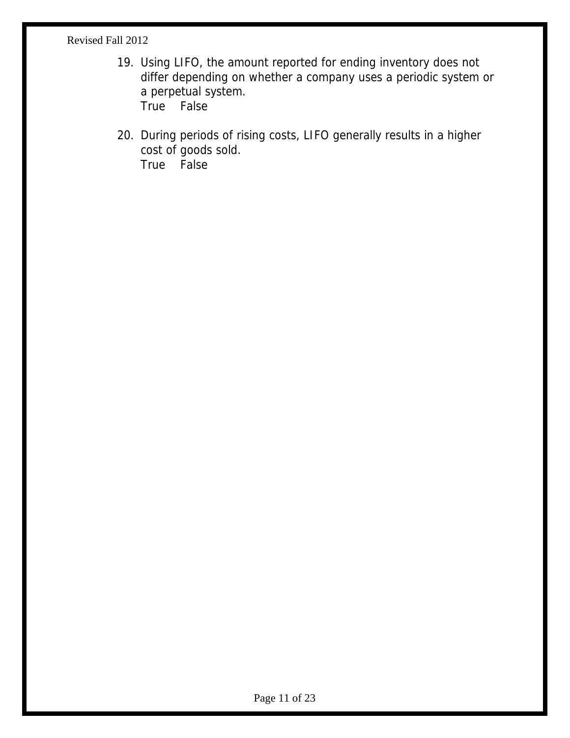19. Using LIFO, the amount reported for ending inventory does not differ depending on whether a company uses a periodic system or a perpetual system.
    True    False

20. During periods of rising costs, LIFO generally results in a higher cost of goods sold.
    True    False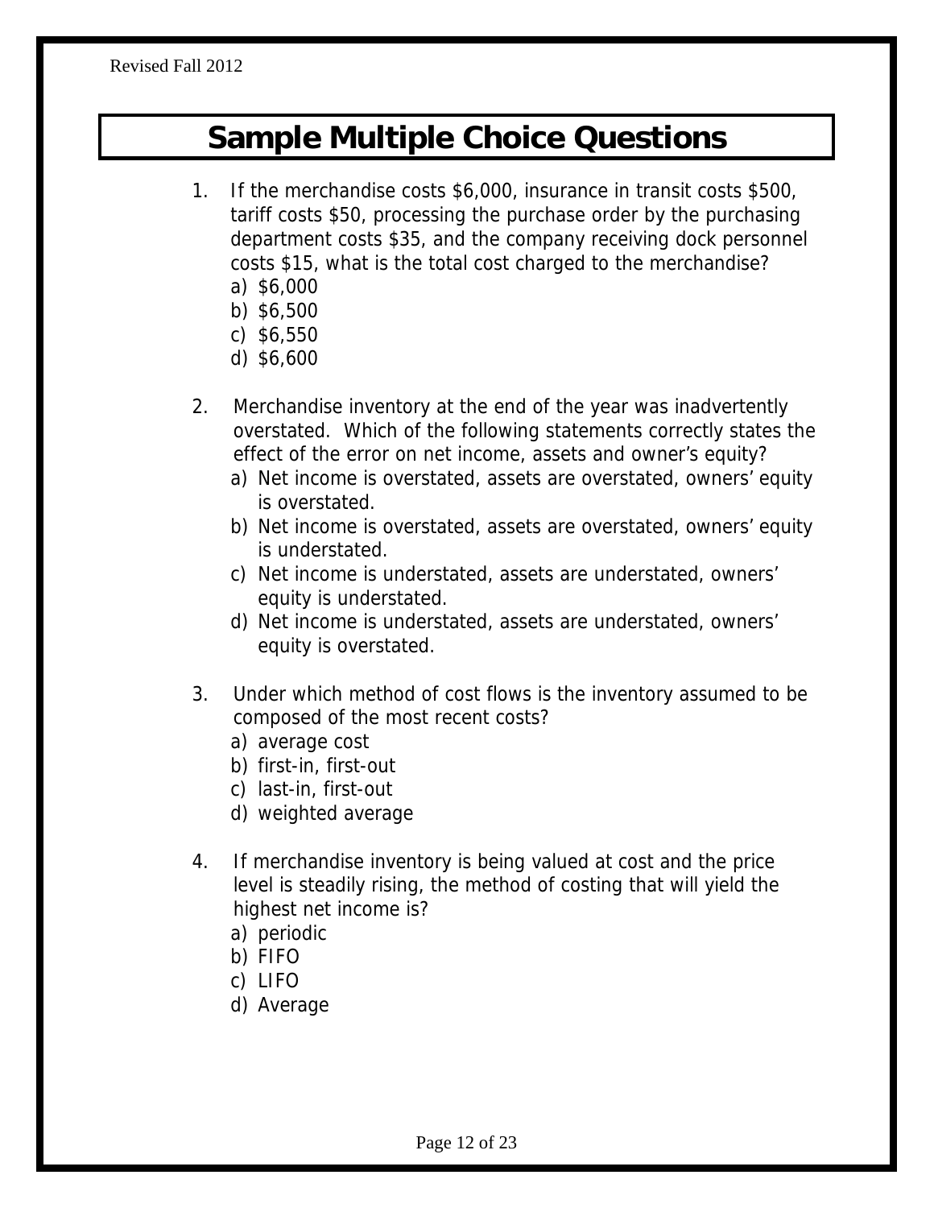# Sample Multiple Choice Questions

1. If the merchandise costs $6,000, insurance in transit costs $500, tariff costs $50, processing the purchase order by the purchasing department costs $35, and the company receiving dock personnel costs $15, what is the total cost charged to the merchandise?
   a) $6,000
   b) $6,500
   c) $6,550
   d) $6,600

2. Merchandise inventory at the end of the year was inadvertently overstated. Which of the following statements correctly states the effect of the error on net income, assets and owner's equity?
   a) Net income is overstated, assets are overstated, owners' equity is overstated.
   b) Net income is overstated, assets are overstated, owners' equity is understated.
   c) Net income is understated, assets are understated, owners' equity is understated.
   d) Net income is understated, assets are understated, owners' equity is overstated.

3. Under which method of cost flows is the inventory assumed to be composed of the most recent costs?
   a) average cost
   b) first-in, first-out
   c) last-in, first-out
   d) weighted average

4. If merchandise inventory is being valued at cost and the price level is steadily rising, the method of costing that will yield the highest net income is?
   a) periodic
   b) FIFO
   c) LIFO
   d) Average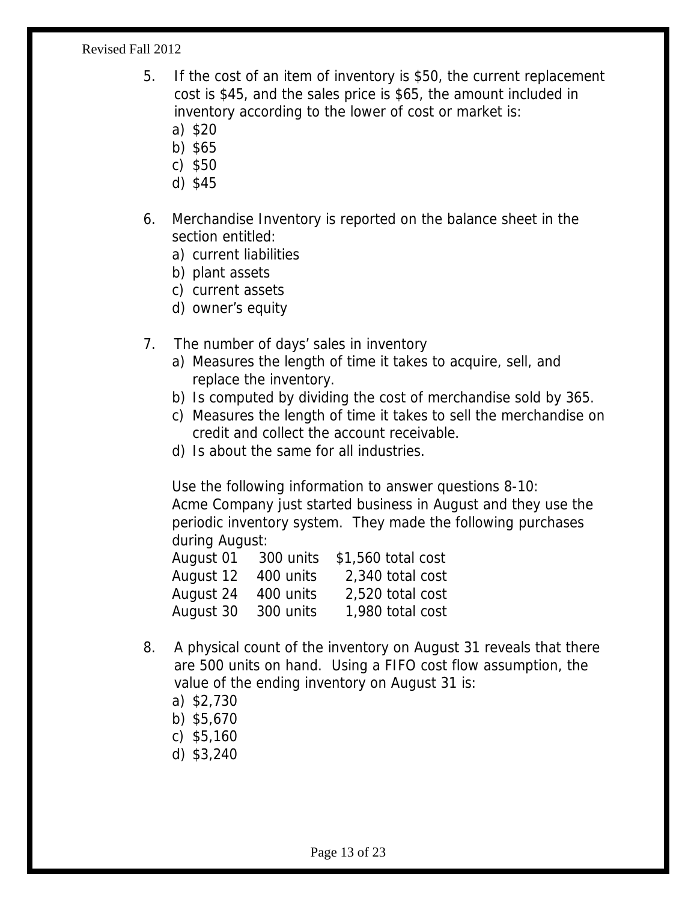5. If the cost of an item of inventory is $50, the current replacement cost is $45, and the sales price is $65, the amount included in inventory according to the lower of cost or market is:
   a) $20
   b) $65
   c) $50
   d) $45

6. Merchandise Inventory is reported on the balance sheet in the section entitled:
   a) current liabilities
   b) plant assets
   c) current assets
   d) owner's equity

7. The number of days' sales in inventory
   a) Measures the length of time it takes to acquire, sell, and replace the inventory.
   b) Is computed by dividing the cost of merchandise sold by 365.
   c) Measures the length of time it takes to sell the merchandise on credit and collect the account receivable.
   d) Is about the same for all industries.

Use the following information to answer questions 8-10:
Acme Company just started business in August and they use the periodic inventory system. They made the following purchases during August:

| | | |
|---|---|---|
| August 01 | 300 units | $1,560 total cost |
| August 12 | 400 units | 2,340 total cost |
| August 24 | 400 units | 2,520 total cost |
| August 30 | 300 units | 1,980 total cost |

8. A physical count of the inventory on August 31 reveals that there are 500 units on hand. Using a FIFO cost flow assumption, the value of the ending inventory on August 31 is:
   a) $2,730
   b) $5,670
   c) $5,160
   d) $3,240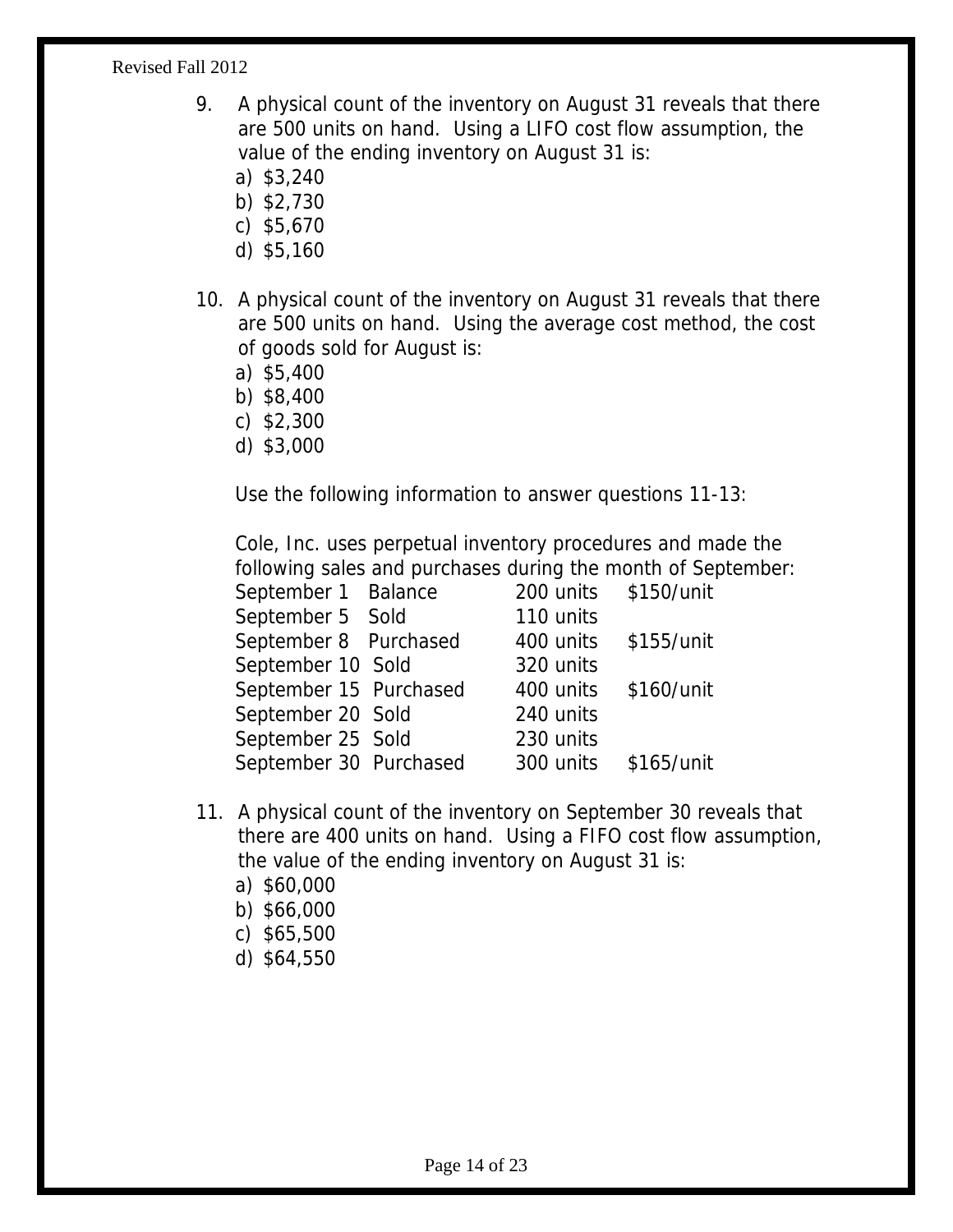9. A physical count of the inventory on August 31 reveals that there are 500 units on hand. Using a LIFO cost flow assumption, the value of the ending inventory on August 31 is:
   a) $3,240
   b) $2,730
   c) $5,670
   d) $5,160

10. A physical count of the inventory on August 31 reveals that there are 500 units on hand. Using the average cost method, the cost of goods sold for August is:
    a) $5,400
    b) $8,400
    c) $2,300
    d) $3,000

Use the following information to answer questions 11-13:

Cole, Inc. uses perpetual inventory procedures and made the following sales and purchases during the month of September:

| | | | |
|---|---|---|---|
| September 1 | Balance | 200 units | $150/unit |
| September 5 | Sold | 110 units | |
| September 8 | Purchased | 400 units | $155/unit |
| September 10 | Sold | 320 units | |
| September 15 | Purchased | 400 units | $160/unit |
| September 20 | Sold | 240 units | |
| September 25 | Sold | 230 units | |
| September 30 | Purchased | 300 units | $165/unit |

11. A physical count of the inventory on September 30 reveals that there are 400 units on hand. Using a FIFO cost flow assumption, the value of the ending inventory on August 31 is:
    a) $60,000
    b) $66,000
    c) $65,500
    d) $64,550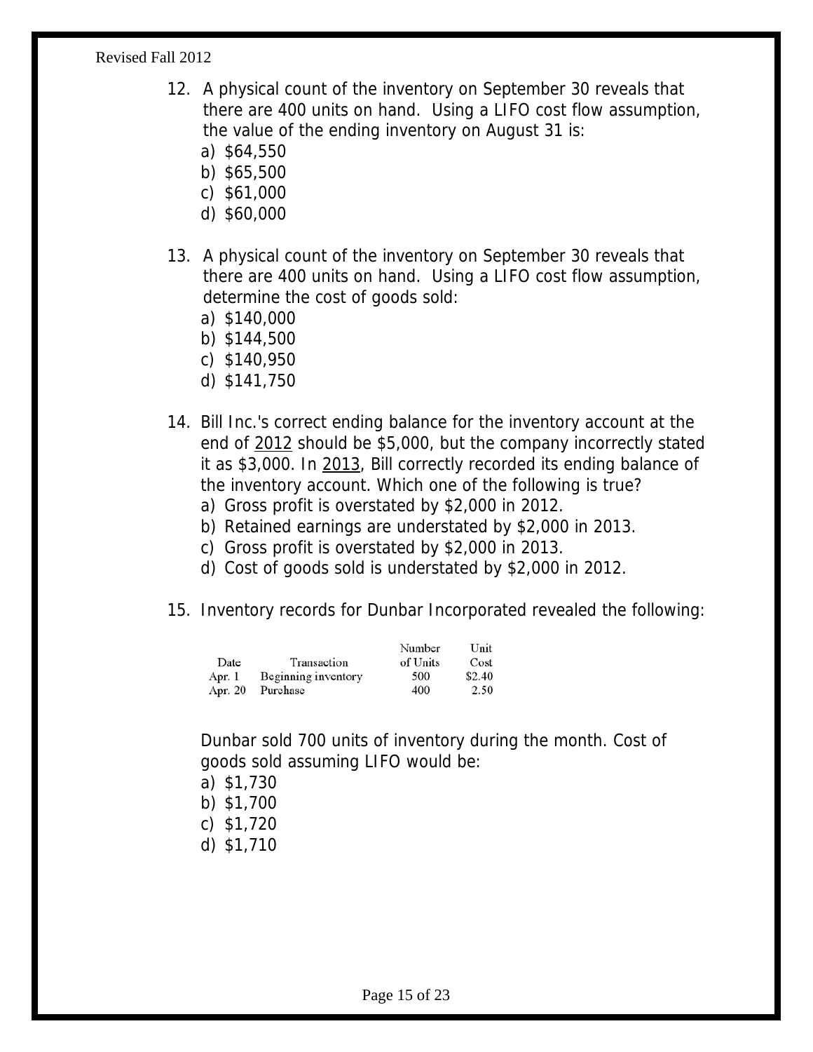12. A physical count of the inventory on September 30 reveals that there are 400 units on hand. Using a LIFO cost flow assumption, the value of the ending inventory on August 31 is:
    a) $64,550
    b) $65,500
    c) $61,000
    d) $60,000

13. A physical count of the inventory on September 30 reveals that there are 400 units on hand. Using a LIFO cost flow assumption, determine the cost of goods sold:
    a) $140,000
    b) $144,500
    c) $140,950
    d) $141,750

14. Bill Inc.'s correct ending balance for the inventory account at the end of <u>2012</u> should be $5,000, but the company incorrectly stated it as $3,000. In <u>2013</u>, Bill correctly recorded its ending balance of the inventory account. Which one of the following is true?
    a) Gross profit is overstated by $2,000 in 2012.
    b) Retained earnings are understated by $2,000 in 2013.
    c) Gross profit is overstated by $2,000 in 2013.
    d) Cost of goods sold is understated by $2,000 in 2012.

15. Inventory records for Dunbar Incorporated revealed the following:

    | Date | Transaction | Number of Units | Unit Cost |
    |---|---|---|---|
    | Apr. 1 | Beginning inventory | 500 | $2.40 |
    | Apr. 20 | Purchase | 400 | 2.50 |

    Dunbar sold 700 units of inventory during the month. Cost of goods sold assuming LIFO would be:
    a) $1,730
    b) $1,700
    c) $1,720
    d) $1,710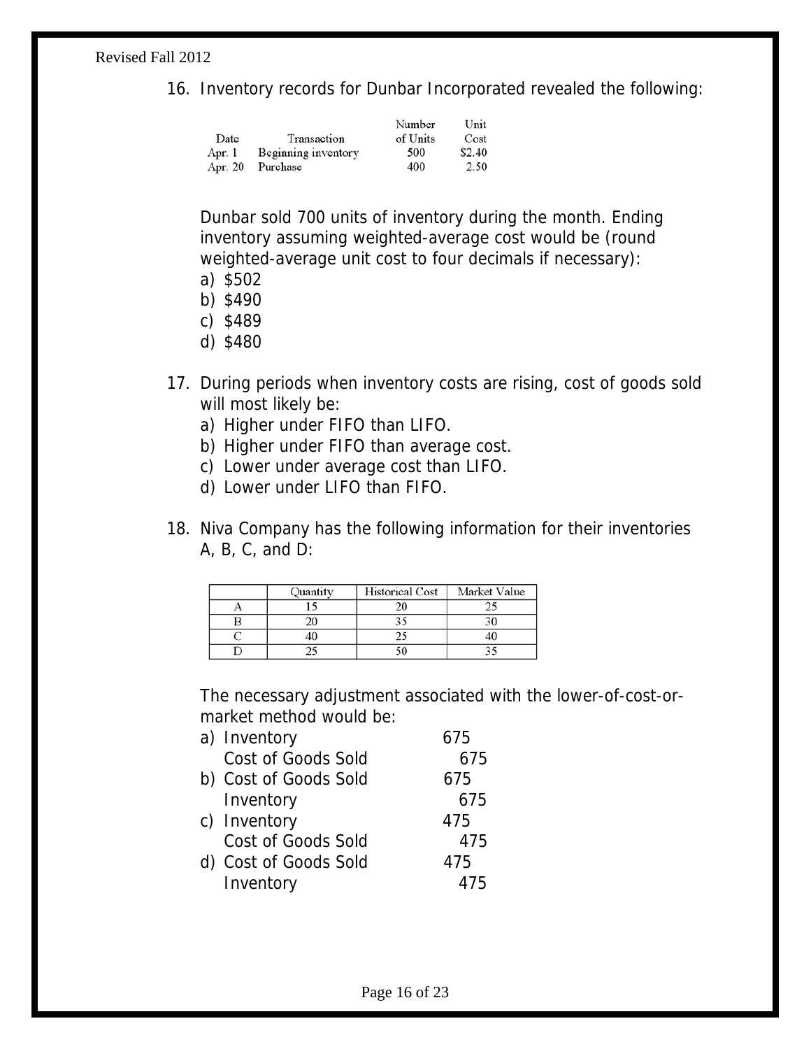16. Inventory records for Dunbar Incorporated revealed the following:

| Date | Transaction | Number of Units | Unit Cost |
|---|---|---|---|
| Apr. 1 | Beginning inventory | 500 | $2.40 |
| Apr. 20 | Purchase | 400 | 2.50 |

Dunbar sold 700 units of inventory during the month. Ending inventory assuming weighted-average cost would be (round weighted-average unit cost to four decimals if necessary):

a) $502
b) $490
c) $489
d) $480

17. During periods when inventory costs are rising, cost of goods sold will most likely be:

a) Higher under FIFO than LIFO.
b) Higher under FIFO than average cost.
c) Lower under average cost than LIFO.
d) Lower under LIFO than FIFO.

18. Niva Company has the following information for their inventories A, B, C, and D:

| | Quantity | Historical Cost | Market Value |
|---|---|---|---|
| A | 15 | 20 | 25 |
| B | 20 | 35 | 30 |
| C | 40 | 25 | 40 |
| D | 25 | 50 | 35 |

The necessary adjustment associated with the lower-of-cost-or-market method would be:

a) Inventory 675
   Cost of Goods Sold 675
b) Cost of Goods Sold 675
   Inventory 675
c) Inventory 475
   Cost of Goods Sold 475
d) Cost of Goods Sold 475
   Inventory 475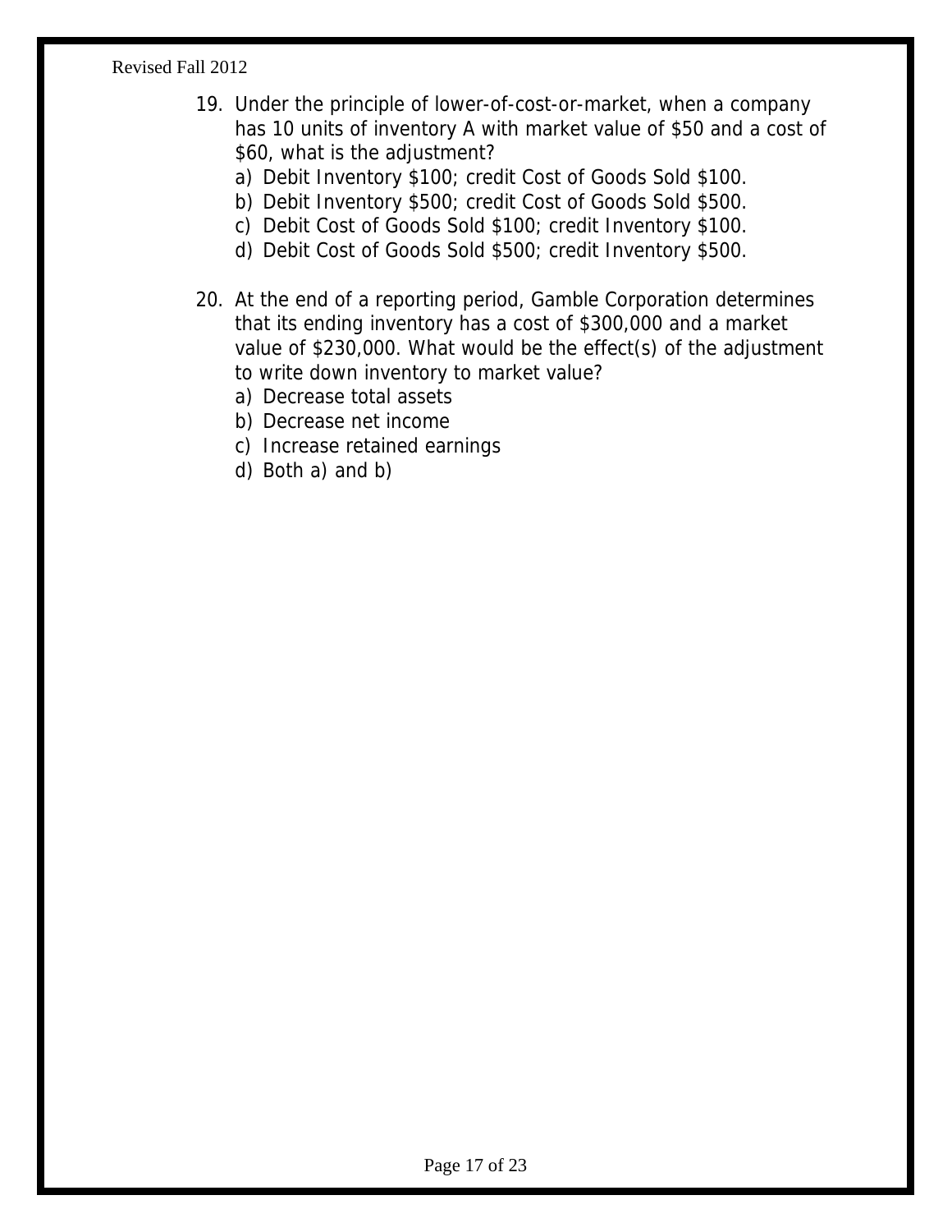19. Under the principle of lower-of-cost-or-market, when a company has 10 units of inventory A with market value of $50 and a cost of $60, what is the adjustment?
    a) Debit Inventory $100; credit Cost of Goods Sold $100.
    b) Debit Inventory $500; credit Cost of Goods Sold $500.
    c) Debit Cost of Goods Sold $100; credit Inventory $100.
    d) Debit Cost of Goods Sold $500; credit Inventory $500.

20. At the end of a reporting period, Gamble Corporation determines that its ending inventory has a cost of $300,000 and a market value of $230,000. What would be the effect(s) of the adjustment to write down inventory to market value?
    a) Decrease total assets
    b) Decrease net income
    c) Increase retained earnings
    d) Both a) and b)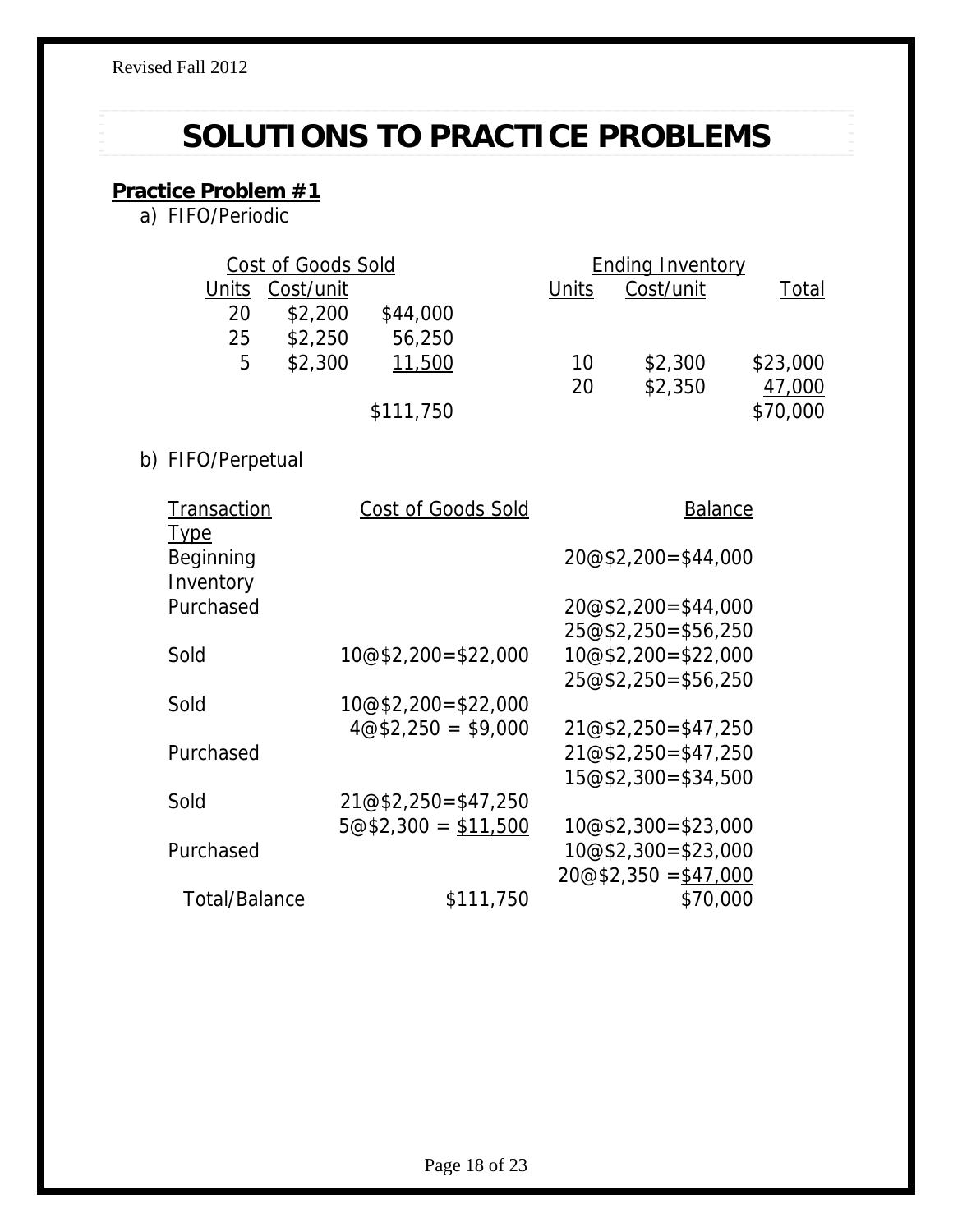# SOLUTIONS TO PRACTICE PROBLEMS

**Practice Problem #1**

a) FIFO/Periodic

| Cost of Goods Sold | | | Ending Inventory | | |
|---|---|---|---|---|---|
| Units | Cost/unit | | Units | Cost/unit | Total |
| 20 | $2,200 | $44,000 | | | |
| 25 | $2,250 | 56,250 | | | |
| 5 | $2,300 | 11,500 | 10 | $2,300 | $23,000 |
| | | | 20 | $2,350 | 47,000 |
| | | $111,750 | | | $70,000 |

b) FIFO/Perpetual

| Transaction Type | Cost of Goods Sold | Balance |
|---|---|---|
| Beginning Inventory | | 20@$2,200=$44,000 |
| Purchased | | 20@$2,200=$44,000 |
| | | 25@$2,250=$56,250 |
| Sold | 10@$2,200=$22,000 | 10@$2,200=$22,000 |
| | | 25@$2,250=$56,250 |
| Sold | 10@$2,200=$22,000 | |
| | 4@$2,250 = $9,000 | 21@$2,250=$47,250 |
| Purchased | | 21@$2,250=$47,250 |
| | | 15@$2,300=$34,500 |
| Sold | 21@$2,250=$47,250 | |
| | 5@$2,300 = $11,500 | 10@$2,300=$23,000 |
| Purchased | | 10@$2,300=$23,000 |
| | | 20@$2,350 =$47,000 |
| Total/Balance | $111,750 | $70,000 |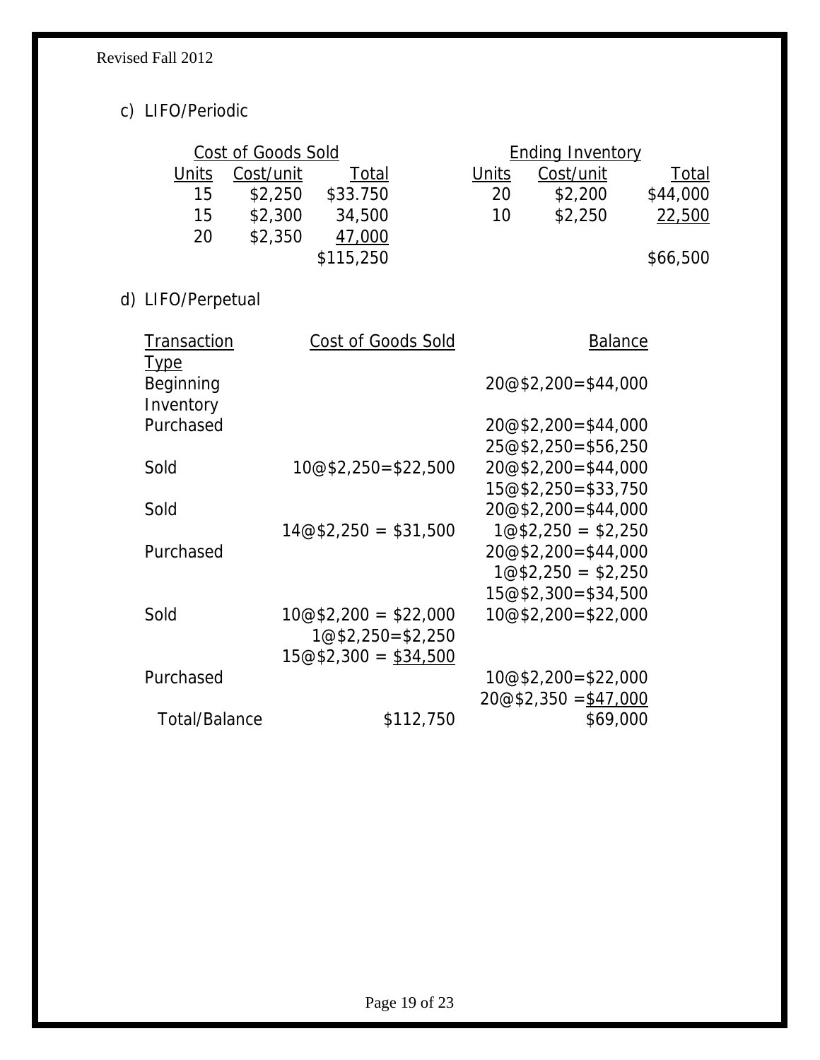c) LIFO/Periodic

| Cost of Goods Sold | | | Ending Inventory | | |
|---|---|---|---|---|---|
| Units | Cost/unit | Total | Units | Cost/unit | Total |
| 15 | $2,250 | $33.750 | 20 | $2,200 | $44,000 |
| 15 | $2,300 | 34,500 | 10 | $2,250 | 22,500 |
| 20 | $2,350 | 47,000 | | | |
| | | $115,250 | | | $66,500 |

d) LIFO/Perpetual

| Transaction Type | Cost of Goods Sold | Balance |
|---|---|---|
| Beginning Inventory | | 20@$2,200=$44,000 |
| Purchased | | 20@$2,200=$44,000 |
| | | 25@$2,250=$56,250 |
| Sold | 10@$2,250=$22,500 | 20@$2,200=$44,000 |
| | | 15@$2,250=$33,750 |
| Sold | | 20@$2,200=$44,000 |
| | 14@$2,250 = $31,500 | 1@$2,250 = $2,250 |
| Purchased | | 20@$2,200=$44,000 |
| | | 1@$2,250 = $2,250 |
| | | 15@$2,300=$34,500 |
| Sold | 10@$2,200 = $22,000 | 10@$2,200=$22,000 |
| | 1@$2,250=$2,250 | |
| | 15@$2,300 = $34,500 | |
| Purchased | | 10@$2,200=$22,000 |
| | | 20@$2,350 =$47,000 |
| Total/Balance | $112,750 | $69,000 |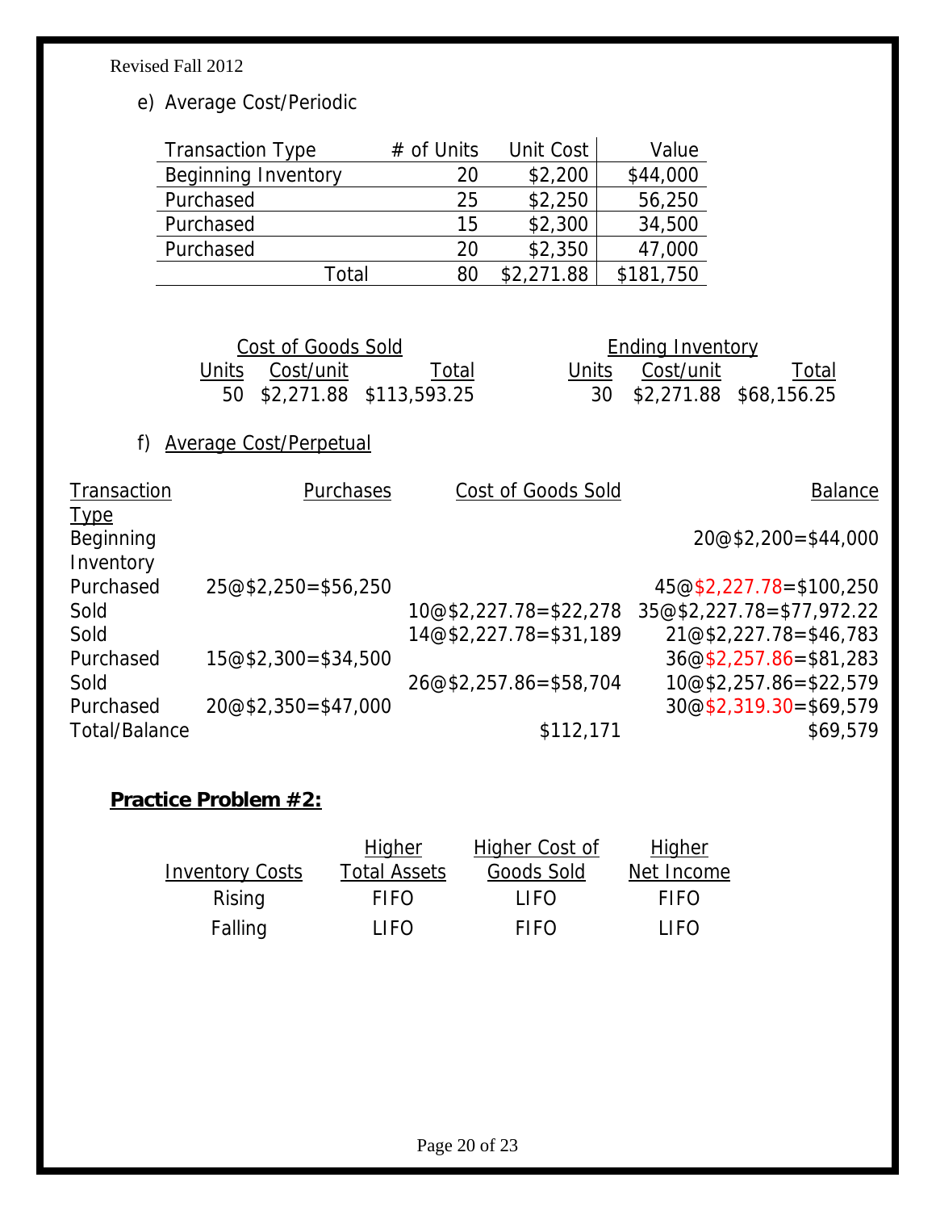e) Average Cost/Periodic

| Transaction Type | # of Units | Unit Cost | Value |
|---|---|---|---|
| Beginning Inventory | 20 | $2,200 | $44,000 |
| Purchased | 25 | $2,250 | 56,250 |
| Purchased | 15 | $2,300 | 34,500 |
| Purchased | 20 | $2,350 | 47,000 |
| Total | 80 | $2,271.88 | $181,750 |

| Cost of Goods Sold | | | Ending Inventory | | |
|---|---|---|---|---|---|
| Units | Cost/unit | Total | Units | Cost/unit | Total |
| 50 | $2,271.88 | $113,593.25 | 30 | $2,271.88 | $68,156.25 |

f) Average Cost/Perpetual

| Transaction Type | Purchases | Cost of Goods Sold | Balance |
|---|---|---|---|
| Beginning Inventory | | | 20@$2,200=$44,000 |
| Purchased | 25@$2,250=$56,250 | | 45@$2,227.78=$100,250 |
| Sold | | 10@$2,227.78=$22,278 | 35@$2,227.78=$77,972.22 |
| Sold | | 14@$2,227.78=$31,189 | 21@$2,227.78=$46,783 |
| Purchased | 15@$2,300=$34,500 | | 36@$2,257.86=$81,283 |
| Sold | | 26@$2,257.86=$58,704 | 10@$2,257.86=$22,579 |
| Purchased | 20@$2,350=$47,000 | | 30@$2,319.30=$69,579 |
| Total/Balance | | $112,171 | $69,579 |

**Practice Problem #2:**

| Inventory Costs | Higher Total Assets | Higher Cost of Goods Sold | Higher Net Income |
|---|---|---|---|
| Rising | FIFO | LIFO | FIFO |
| Falling | LIFO | FIFO | LIFO |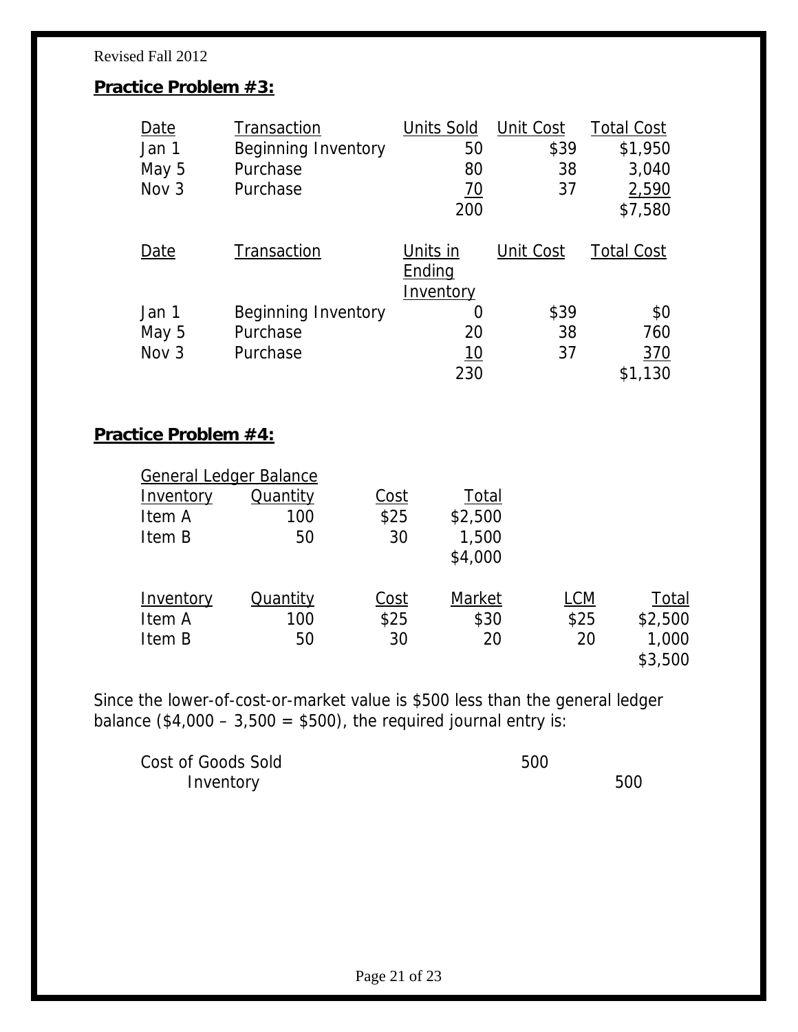**Practice Problem #3:**

| Date | Transaction | Units Sold | Unit Cost | Total Cost |
|---|---|---|---|---|
| Jan 1 | Beginning Inventory | 50 | $39 | $1,950 |
| May 5 | Purchase | 80 | 38 | 3,040 |
| Nov 3 | Purchase | 70 | 37 | 2,590 |
| | | 200 | | $7,580 |

| Date | Transaction | Units in Ending Inventory | Unit Cost | Total Cost |
|---|---|---|---|---|
| Jan 1 | Beginning Inventory | 0 | $39 | $0 |
| May 5 | Purchase | 20 | 38 | 760 |
| Nov 3 | Purchase | 10 | 37 | 370 |
| | | 230 | | $1,130 |

**Practice Problem #4:**

General Ledger Balance

| Inventory | Quantity | Cost | Total |
|---|---|---|---|
| Item A | 100 | $25 | $2,500 |
| Item B | 50 | 30 | 1,500 |
| | | | $4,000 |

| Inventory | Quantity | Cost | Market | LCM | Total |
|---|---|---|---|---|---|
| Item A | 100 | $25 | $30 | $25 | $2,500 |
| Item B | 50 | 30 | 20 | 20 | 1,000 |
| | | | | | $3,500 |

Since the lower-of-cost-or-market value is $500 less than the general ledger balance ($4,000 – 3,500 = $500), the required journal entry is:

| | Debit | Credit |
|---|---|---|
| Cost of Goods Sold | 500 | |
| Inventory | | 500 |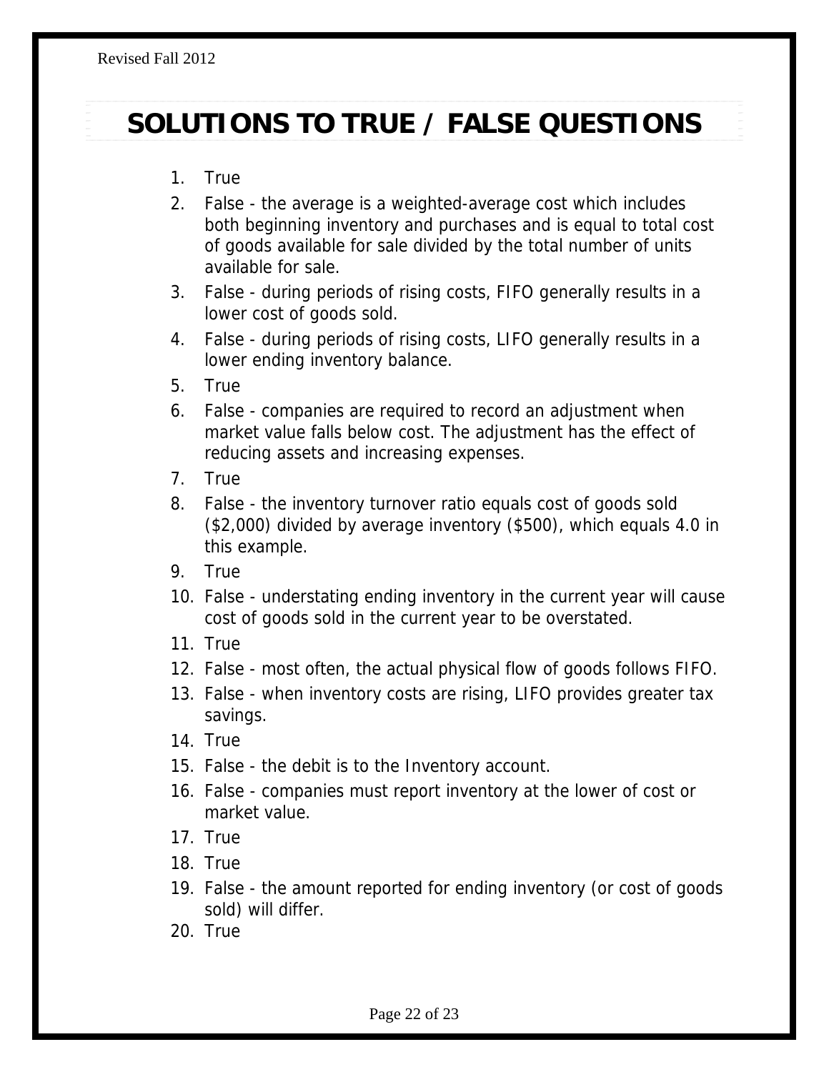# SOLUTIONS TO TRUE / FALSE QUESTIONS

1. True
2. False - the average is a weighted-average cost which includes both beginning inventory and purchases and is equal to total cost of goods available for sale divided by the total number of units available for sale.
3. False - during periods of rising costs, FIFO generally results in a lower cost of goods sold.
4. False - during periods of rising costs, LIFO generally results in a lower ending inventory balance.
5. True
6. False - companies are required to record an adjustment when market value falls below cost. The adjustment has the effect of reducing assets and increasing expenses.
7. True
8. False - the inventory turnover ratio equals cost of goods sold ($2,000) divided by average inventory ($500), which equals 4.0 in this example.
9. True
10. False - understating ending inventory in the current year will cause cost of goods sold in the current year to be overstated.
11. True
12. False - most often, the actual physical flow of goods follows FIFO.
13. False - when inventory costs are rising, LIFO provides greater tax savings.
14. True
15. False - the debit is to the Inventory account.
16. False - companies must report inventory at the lower of cost or market value.
17. True
18. True
19. False - the amount reported for ending inventory (or cost of goods sold) will differ.
20. True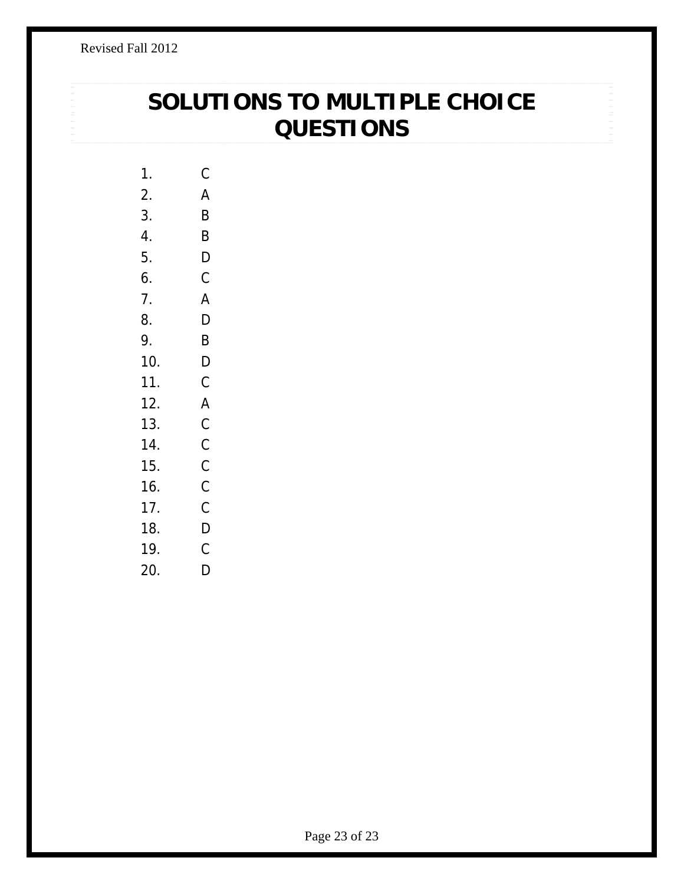# SOLUTIONS TO MULTIPLE CHOICE QUESTIONS

1. C
2. A
3. B
4. B
5. D
6. C
7. A
8. D
9. B
10. D
11. C
12. A
13. C
14. C
15. C
16. C
17. C
18. D
19. C
20. D